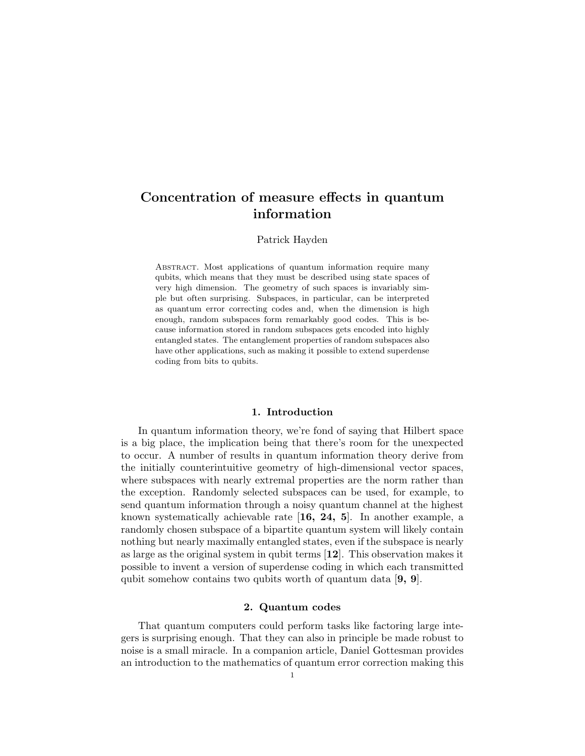# Concentration of measure effects in quantum information

Patrick Hayden

ABSTRACT. Most applications of quantum information require many qubits, which means that they must be described using state spaces of very high dimension. The geometry of such spaces is invariably simple but often surprising. Subspaces, in particular, can be interpreted as quantum error correcting codes and, when the dimension is high enough, random subspaces form remarkably good codes. This is because information stored in random subspaces gets encoded into highly entangled states. The entanglement properties of random subspaces also have other applications, such as making it possible to extend superdense coding from bits to qubits.

## 1. Introduction

In quantum information theory, we're fond of saying that Hilbert space is a big place, the implication being that there's room for the unexpected to occur. A number of results in quantum information theory derive from the initially counterintuitive geometry of high-dimensional vector spaces, where subspaces with nearly extremal properties are the norm rather than the exception. Randomly selected subspaces can be used, for example, to send quantum information through a noisy quantum channel at the highest known systematically achievable rate [**16, 24, 5**]. In another example, a randomly chosen subspace of a bipartite quantum system will likely contain nothing but nearly maximally entangled states, even if the subspace is nearly as large as the original system in qubit terms [**12**]. This observation makes it possible to invent a version of superdense coding in which each transmitted qubit somehow contains two qubits worth of quantum data [**9, 9**].

## 2. Quantum codes

That quantum computers could perform tasks like factoring large integers is surprising enough. That they can also in principle be made robust to noise is a small miracle. In a companion article, Daniel Gottesman provides an introduction to the mathematics of quantum error correction making this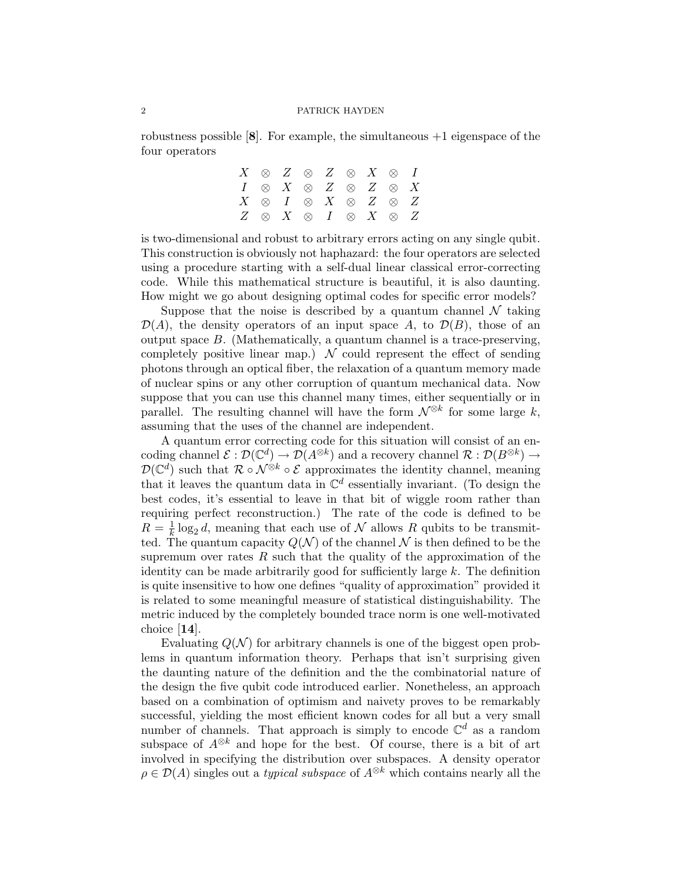robustness possible [**8**]. For example, the simultaneous $+1$ eigenspace of the four operators

$$
\begin{array}{ccccccccc}
X & \otimes & Z & \otimes & Z & \otimes & X & \otimes & I \\
I & \otimes & X & \otimes & Z & \otimes & Z & \otimes & X \\
X & \otimes & I & \otimes & X & \otimes & Z & \otimes & Z \\
Z & \otimes & X & \otimes & I & \otimes & X & \otimes & Z
\end{array}
$$

is two-dimensional and robust to arbitrary errors acting on any single qubit. This construction is obviously not haphazard: the four operators are selected using a procedure starting with a self-dual linear classical error-correcting code. While this mathematical structure is beautiful, it is also daunting. How might we go about designing optimal codes for specific error models?

Suppose that the noise is described by a quantum channel $\mathcal{N}$ taking $\mathcal{D}(A)$, the density operators of an input space $A$, to $\mathcal{D}(B)$, those of an output space $B$. (Mathematically, a quantum channel is a trace-preserving, completely positive linear map.) $\mathcal{N}$ could represent the effect of sending photons through an optical fiber, the relaxation of a quantum memory made of nuclear spins or any other corruption of quantum mechanical data. Now suppose that you can use this channel many times, either sequentially or in parallel. The resulting channel will have the form $\mathcal{N}^{\otimes k}$ for some large $k$, assuming that the uses of the channel are independent.

A quantum error correcting code for this situation will consist of an encoding channel $\mathcal{E} : \mathcal{D}(\mathbb{C}^d) \to \mathcal{D}(A^{\otimes k})$ and a recovery channel $\mathcal{R} : \mathcal{D}(B^{\otimes k}) \to \mathcal{D}(\mathbb{C}^d)$ such that $\mathcal{R} \circ \mathcal{N}^{\otimes k} \circ \mathcal{E}$ approximates the identity channel, meaning that it leaves the quantum data in $\mathbb{C}^d$ essentially invariant. (To design the best codes, it's essential to leave in that bit of wiggle room rather than requiring perfect reconstruction.) The rate of the code is defined to be $R = \frac{1}{k} \log_2 d$, meaning that each use of $\mathcal{N}$ allows $R$ qubits to be transmitted. The quantum capacity $Q(\mathcal{N})$ of the channel $\mathcal{N}$ is then defined to be the supremum over rates $R$ such that the quality of the approximation of the identity can be made arbitrarily good for sufficiently large $k$. The definition is quite insensitive to how one defines "quality of approximation" provided it is related to some meaningful measure of statistical distinguishability. The metric induced by the completely bounded trace norm is one well-motivated choice [**14**].

Evaluating $Q(\mathcal{N})$ for arbitrary channels is one of the biggest open problems in quantum information theory. Perhaps that isn't surprising given the daunting nature of the definition and the the combinatorial nature of the design the five qubit code introduced earlier. Nonetheless, an approach based on a combination of optimism and naivety proves to be remarkably successful, yielding the most efficient known codes for all but a very small number of channels. That approach is simply to encode $\mathbb{C}^d$ as a random subspace of $A^{\otimes k}$ and hope for the best. Of course, there is a bit of art involved in specifying the distribution over subspaces. A density operator $\rho \in \mathcal{D}(A)$ singles out a *typical subspace* of $A^{\otimes k}$ which contains nearly all the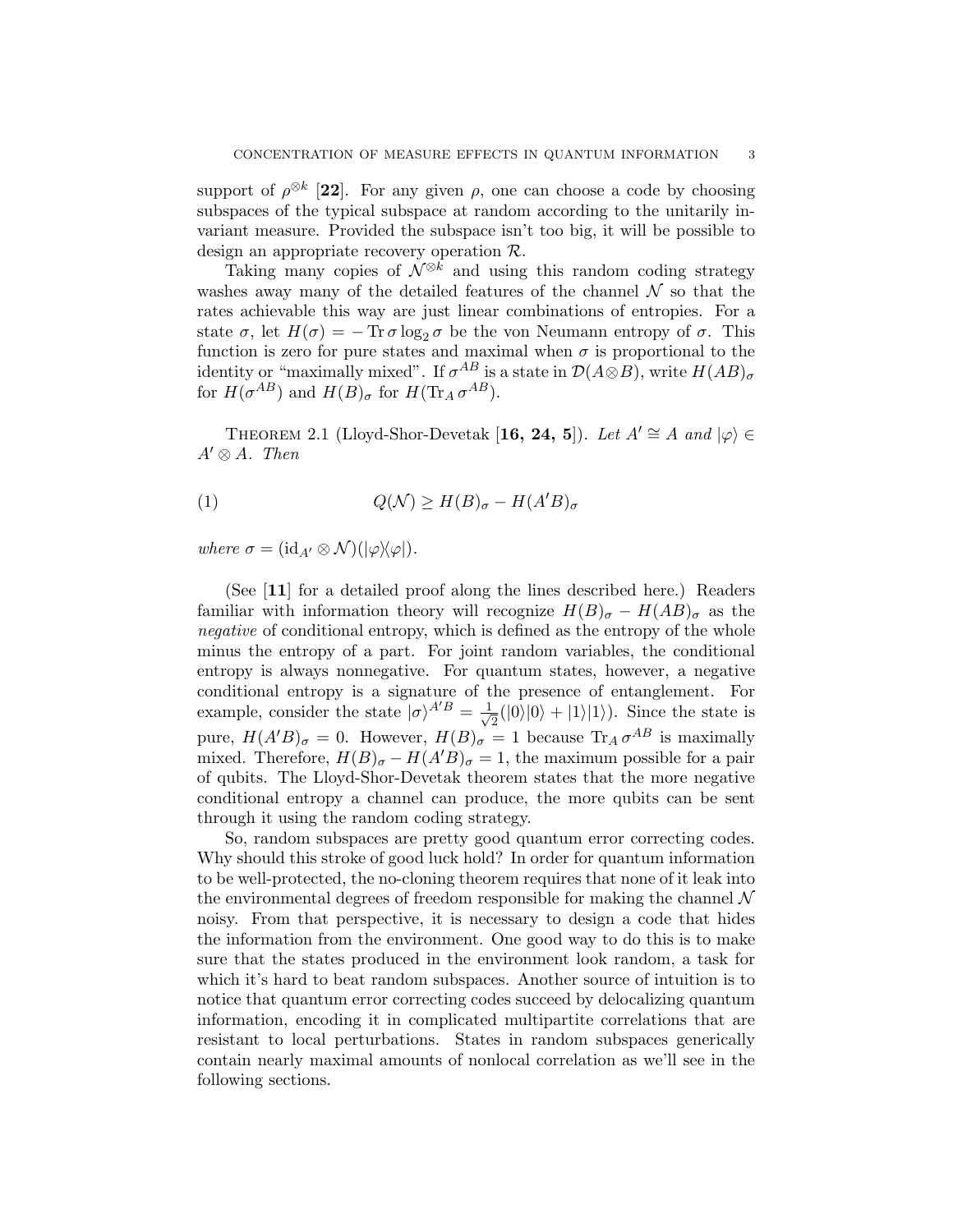support of $\rho^{\otimes k}$ [**22**]. For any given $\rho$, one can choose a code by choosing subspaces of the typical subspace at random according to the unitarily invariant measure. Provided the subspace isn't too big, it will be possible to design an appropriate recovery operation $\mathcal{R}$.

Taking many copies of $\mathcal{N}^{\otimes k}$ and using this random coding strategy washes away many of the detailed features of the channel $\mathcal{N}$ so that the rates achievable this way are just linear combinations of entropies. For a state $\sigma$, let $H(\sigma) = -\operatorname{Tr}\sigma \log_2 \sigma$ be the von Neumann entropy of $\sigma$. This function is zero for pure states and maximal when $\sigma$ is proportional to the identity or "maximally mixed". If $\sigma^{AB}$ is a state in $\mathcal{D}(A \otimes B)$, write $H(AB)_\sigma$ for $H(\sigma^{AB})$ and $H(B)_\sigma$ for $H(\operatorname{Tr}_A \sigma^{AB})$.

Theorem 2.1 (Lloyd-Shor-Devetak [**16, 24, 5**]). *Let $A' \cong A$ and $|\varphi\rangle \in A' \otimes A$. Then*

$$Q(\mathcal{N}) \geq H(B)_\sigma - H(A'B)_\sigma \tag{1}$$

*where $\sigma = (\mathrm{id}_{A'} \otimes \mathcal{N})(|\varphi\rangle\langle\varphi|)$.*

(See [**11**] for a detailed proof along the lines described here.) Readers familiar with information theory will recognize $H(B)_\sigma - H(AB)_\sigma$ as the *negative* of conditional entropy, which is defined as the entropy of the whole minus the entropy of a part. For joint random variables, the conditional entropy is always nonnegative. For quantum states, however, a negative conditional entropy is a signature of the presence of entanglement. For example, consider the state $|\sigma\rangle^{A'B} = \frac{1}{\sqrt{2}}(|0\rangle|0\rangle + |1\rangle|1\rangle)$. Since the state is pure, $H(A'B)_\sigma = 0$. However, $H(B)_\sigma = 1$ because $\operatorname{Tr}_A \sigma^{AB}$ is maximally mixed. Therefore, $H(B)_\sigma - H(A'B)_\sigma = 1$, the maximum possible for a pair of qubits. The Lloyd-Shor-Devetak theorem states that the more negative conditional entropy a channel can produce, the more qubits can be sent through it using the random coding strategy.

So, random subspaces are pretty good quantum error correcting codes. Why should this stroke of good luck hold? In order for quantum information to be well-protected, the no-cloning theorem requires that none of it leak into the environmental degrees of freedom responsible for making the channel $\mathcal{N}$ noisy. From that perspective, it is necessary to design a code that hides the information from the environment. One good way to do this is to make sure that the states produced in the environment look random, a task for which it's hard to beat random subspaces. Another source of intuition is to notice that quantum error correcting codes succeed by delocalizing quantum information, encoding it in complicated multipartite correlations that are resistant to local perturbations. States in random subspaces generically contain nearly maximal amounts of nonlocal correlation as we'll see in the following sections.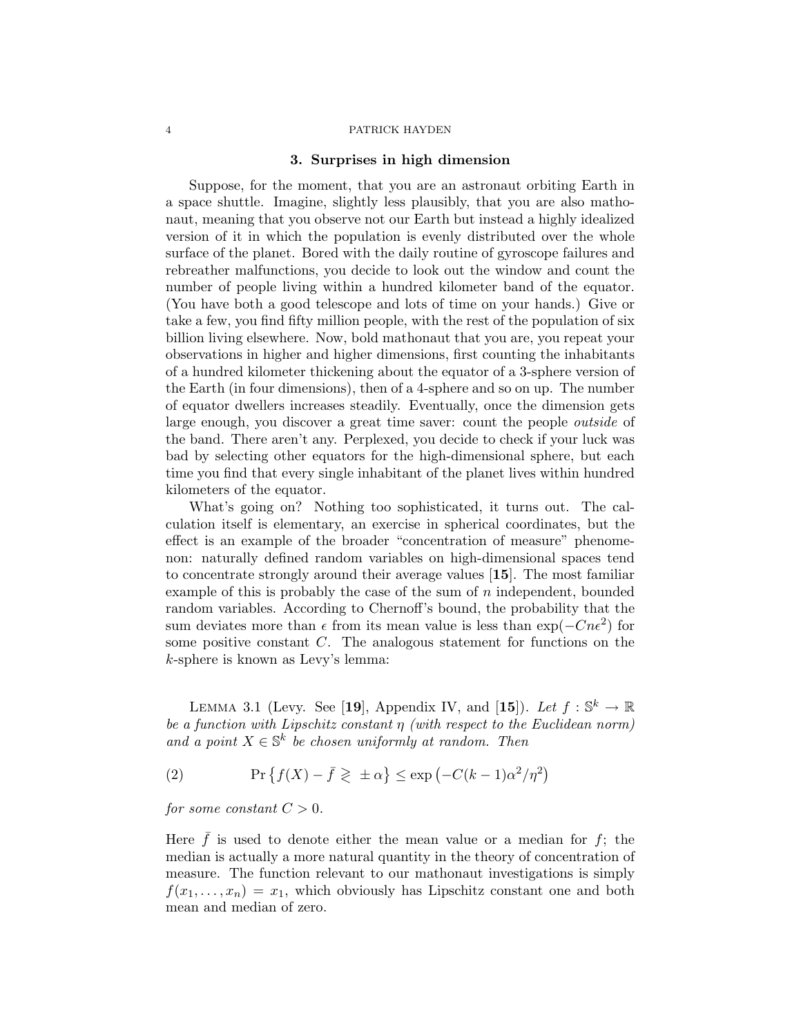## 3. Surprises in high dimension

Suppose, for the moment, that you are an astronaut orbiting Earth in a space shuttle. Imagine, slightly less plausibly, that you are also mathonaut, meaning that you observe not our Earth but instead a highly idealized version of it in which the population is evenly distributed over the whole surface of the planet. Bored with the daily routine of gyroscope failures and rebreather malfunctions, you decide to look out the window and count the number of people living within a hundred kilometer band of the equator. (You have both a good telescope and lots of time on your hands.) Give or take a few, you find fifty million people, with the rest of the population of six billion living elsewhere. Now, bold mathonaut that you are, you repeat your observations in higher and higher dimensions, first counting the inhabitants of a hundred kilometer thickening about the equator of a 3-sphere version of the Earth (in four dimensions), then of a 4-sphere and so on up. The number of equator dwellers increases steadily. Eventually, once the dimension gets large enough, you discover a great time saver: count the people *outside* of the band. There aren't any. Perplexed, you decide to check if your luck was bad by selecting other equators for the high-dimensional sphere, but each time you find that every single inhabitant of the planet lives within hundred kilometers of the equator.

What's going on? Nothing too sophisticated, it turns out. The calculation itself is elementary, an exercise in spherical coordinates, but the effect is an example of the broader "concentration of measure" phenomenon: naturally defined random variables on high-dimensional spaces tend to concentrate strongly around their average values [**15**]. The most familiar example of this is probably the case of the sum of $n$ independent, bounded random variables. According to Chernoff's bound, the probability that the sum deviates more than $\epsilon$ from its mean value is less than $\exp(-Cn\epsilon^2)$ for some positive constant $C$. The analogous statement for functions on the $k$-sphere is known as Levy's lemma:

Lemma 3.1 (Levy. See [**19**], Appendix IV, and [**15**]). *Let $f : \mathbb{S}^k \to \mathbb{R}$ be a function with Lipschitz constant $\eta$ (with respect to the Euclidean norm) and a point $X \in \mathbb{S}^k$ be chosen uniformly at random. Then*

$$\Pr\left\{ f(X) - \bar{f} \gtrless \pm\alpha \right\} \leq \exp\left(-C(k-1)\alpha^2/\eta^2\right) \tag{2}$$

*for some constant $C > 0$.*

Here $\bar{f}$ is used to denote either the mean value or a median for $f$; the median is actually a more natural quantity in the theory of concentration of measure. The function relevant to our mathonaut investigations is simply $f(x_1, \ldots, x_n) = x_1$, which obviously has Lipschitz constant one and both mean and median of zero.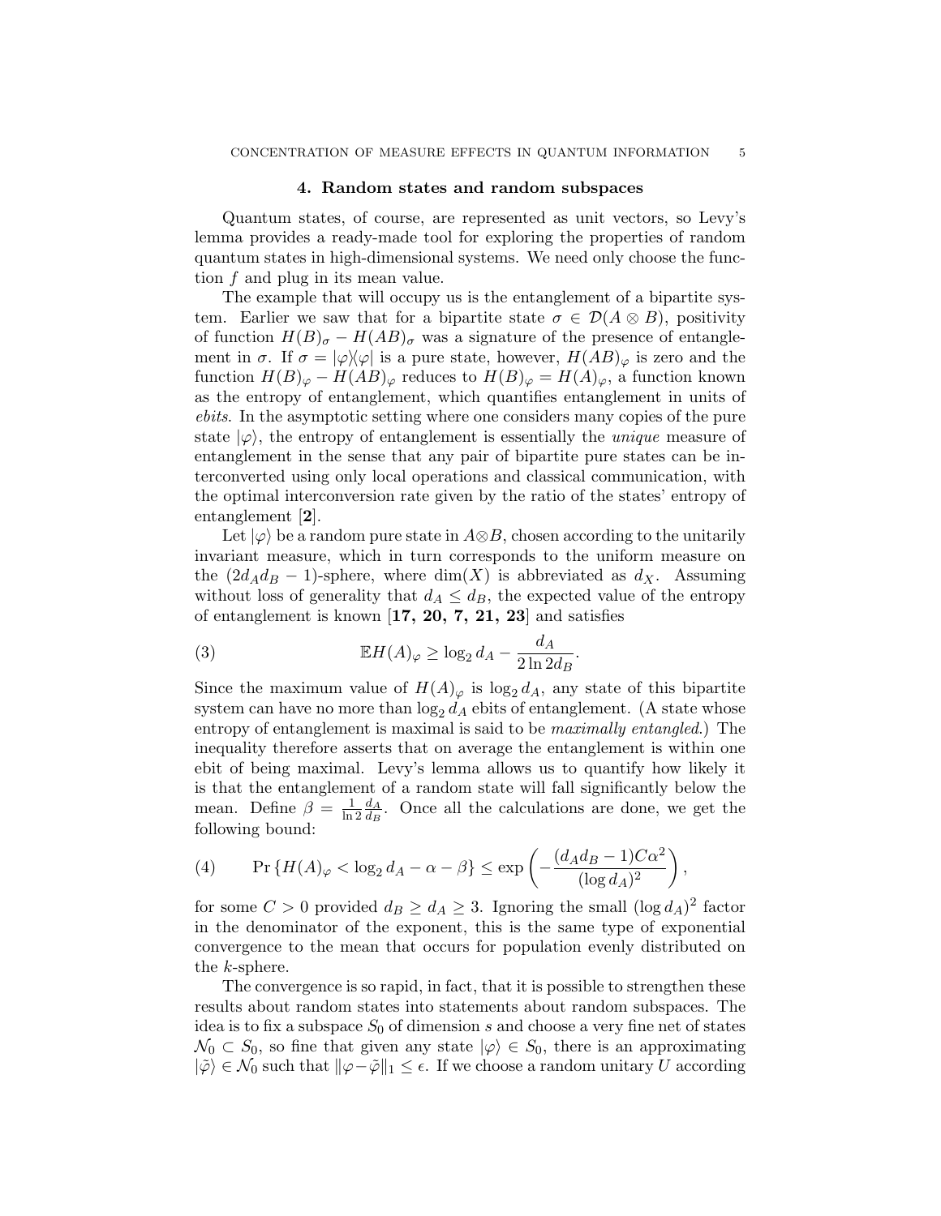## 4. Random states and random subspaces

Quantum states, of course, are represented as unit vectors, so Levy's lemma provides a ready-made tool for exploring the properties of random quantum states in high-dimensional systems. We need only choose the function $f$ and plug in its mean value.

The example that will occupy us is the entanglement of a bipartite system. Earlier we saw that for a bipartite state $\sigma \in \mathcal{D}(A \otimes B)$, positivity of function $H(B)_\sigma - H(AB)_\sigma$ was a signature of the presence of entanglement in $\sigma$. If $\sigma = |\varphi\rangle\langle\varphi|$ is a pure state, however, $H(AB)_\varphi$ is zero and the function $H(B)_\varphi - H(AB)_\varphi$ reduces to $H(B)_\varphi = H(A)_\varphi$, a function known as the entropy of entanglement, which quantifies entanglement in units of *ebits*. In the asymptotic setting where one considers many copies of the pure state $|\varphi\rangle$, the entropy of entanglement is essentially the *unique* measure of entanglement in the sense that any pair of bipartite pure states can be interconverted using only local operations and classical communication, with the optimal interconversion rate given by the ratio of the states' entropy of entanglement [**2**].

Let $|\varphi\rangle$ be a random pure state in $A \otimes B$, chosen according to the unitarily invariant measure, which in turn corresponds to the uniform measure on the $(2d_A d_B - 1)$-sphere, where $\dim(X)$ is abbreviated as $d_X$. Assuming without loss of generality that $d_A \leq d_B$, the expected value of the entropy of entanglement is known [**17, 20, 7, 21, 23**] and satisfies

$$\mathbb{E}H(A)_\varphi \geq \log_2 d_A - \frac{d_A}{2 \ln 2 d_B}. \tag{3}$$

Since the maximum value of $H(A)_\varphi$ is $\log_2 d_A$, any state of this bipartite system can have no more than $\log_2 d_A$ ebits of entanglement. (A state whose entropy of entanglement is maximal is said to be *maximally entangled*.) The inequality therefore asserts that on average the entanglement is within one ebit of being maximal. Levy's lemma allows us to quantify how likely it is that the entanglement of a random state will fall significantly below the mean. Define $\beta = \frac{1}{\ln 2} \frac{d_A}{d_B}$. Once all the calculations are done, we get the following bound:

$$\Pr\left\{ H(A)_\varphi < \log_2 d_A - \alpha - \beta \right\} \leq \exp\left( - \frac{(d_A d_B - 1) C \alpha^2}{(\log d_A)^2} \right), \tag{4}$$

for some $C > 0$ provided $d_B \geq d_A \geq 3$. Ignoring the small $(\log d_A)^2$ factor in the denominator of the exponent, this is the same type of exponential convergence to the mean that occurs for population evenly distributed on the $k$-sphere.

The convergence is so rapid, in fact, that it is possible to strengthen these results about random states into statements about random subspaces. The idea is to fix a subspace $S_0$ of dimension $s$ and choose a very fine net of states $\mathcal{N}_0 \subset S_0$, so fine that given any state $|\varphi\rangle \in S_0$, there is an approximating $|\tilde{\varphi}\rangle \in \mathcal{N}_0$ such that $\|\varphi - \tilde{\varphi}\|_1 \leq \epsilon$. If we choose a random unitary $U$ according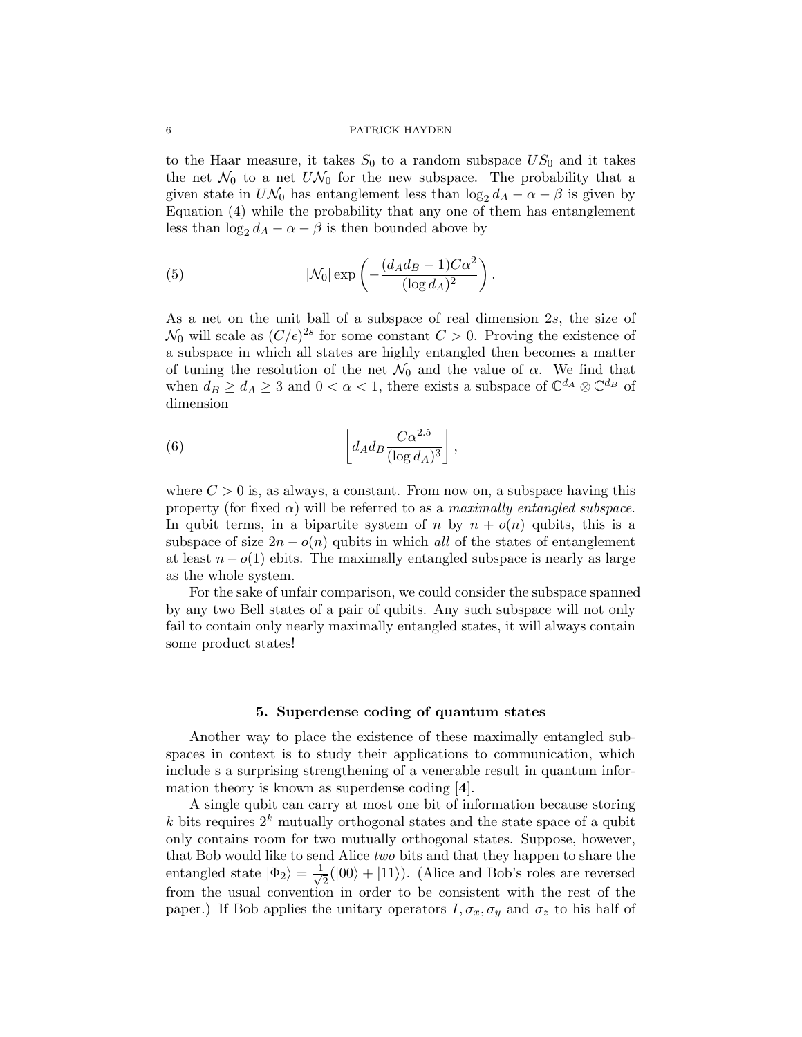to the Haar measure, it takes $S_0$ to a random subspace $US_0$ and it takes the net $\mathcal{N}_0$ to a net $U\mathcal{N}_0$ for the new subspace. The probability that a given state in $U\mathcal{N}_0$ has entanglement less than $\log_2 d_A - \alpha - \beta$ is given by Equation (4) while the probability that any one of them has entanglement less than $\log_2 d_A - \alpha - \beta$ is then bounded above by

$$|\mathcal{N}_0| \exp\left( - \frac{(d_A d_B - 1) C \alpha^2}{(\log d_A)^2} \right). \tag{5}$$

As a net on the unit ball of a subspace of real dimension $2s$, the size of $\mathcal{N}_0$ will scale as $(C/\epsilon)^{2s}$ for some constant $C > 0$. Proving the existence of a subspace in which all states are highly entangled then becomes a matter of tuning the resolution of the net $\mathcal{N}_0$ and the value of $\alpha$. We find that when $d_B \geq d_A \geq 3$ and $0 < \alpha < 1$, there exists a subspace of $\mathbb{C}^{d_A} \otimes \mathbb{C}^{d_B}$ of dimension

$$\left\lfloor d_A d_B \frac{C \alpha^{2.5}}{(\log d_A)^3} \right\rfloor, \tag{6}$$

where $C > 0$ is, as always, a constant. From now on, a subspace having this property (for fixed $\alpha$) will be referred to as a *maximally entangled subspace*. In qubit terms, in a bipartite system of $n$ by $n + o(n)$ qubits, this is a subspace of size $2n - o(n)$ qubits in which *all* of the states of entanglement at least $n - o(1)$ ebits. The maximally entangled subspace is nearly as large as the whole system.

For the sake of unfair comparison, we could consider the subspace spanned by any two Bell states of a pair of qubits. Any such subspace will not only fail to contain only nearly maximally entangled states, it will always contain some product states!

## 5. Superdense coding of quantum states

Another way to place the existence of these maximally entangled subspaces in context is to study their applications to communication, which include s a surprising strengthening of a venerable result in quantum information theory is known as superdense coding [**4**].

A single qubit can carry at most one bit of information because storing $k$ bits requires $2^k$ mutually orthogonal states and the state space of a qubit only contains room for two mutually orthogonal states. Suppose, however, that Bob would like to send Alice *two* bits and that they happen to share the entangled state $|\Phi_2\rangle = \frac{1}{\sqrt{2}}(|00\rangle + |11\rangle)$. (Alice and Bob's roles are reversed from the usual convention in order to be consistent with the rest of the paper.) If Bob applies the unitary operators $I, \sigma_x, \sigma_y$ and $\sigma_z$ to his half of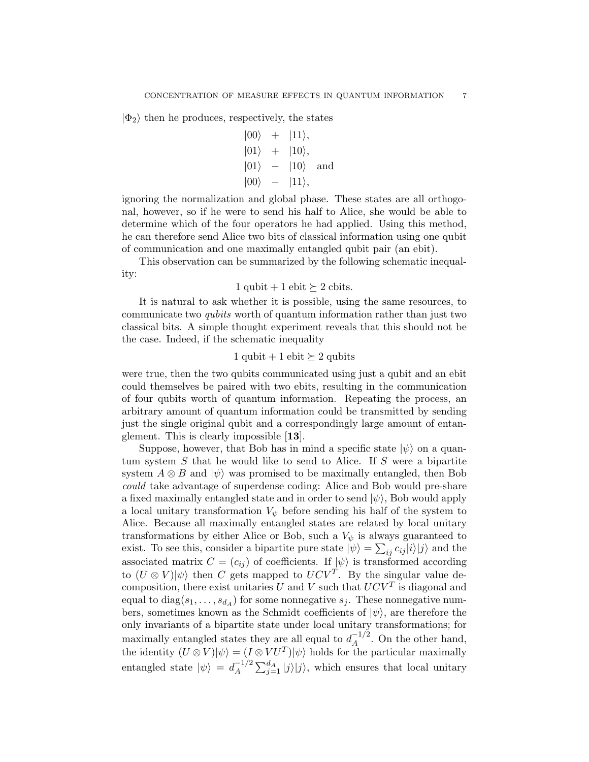$|\Phi_2\rangle$ then he produces, respectively, the states

$$
\begin{aligned}
&|00\rangle \;+\; |11\rangle, \\
&|01\rangle \;+\; |10\rangle, \\
&|01\rangle \;-\; |10\rangle \quad \text{and} \\
&|00\rangle \;-\; |11\rangle,
\end{aligned}
$$

ignoring the normalization and global phase. These states are all orthogonal, however, so if he were to send his half to Alice, she would be able to determine which of the four operators he had applied. Using this method, he can therefore send Alice two bits of classical information using one qubit of communication and one maximally entangled qubit pair (an ebit).

This observation can be summarized by the following schematic inequality:

$$1 \text{ qubit} + 1 \text{ ebit} \succeq 2 \text{ cbits}.$$

It is natural to ask whether it is possible, using the same resources, to communicate two *qubits* worth of quantum information rather than just two classical bits. A simple thought experiment reveals that this should not be the case. Indeed, if the schematic inequality

$$1 \text{ qubit} + 1 \text{ ebit} \succeq 2 \text{ qubits}$$

were true, then the two qubits communicated using just a qubit and an ebit could themselves be paired with two ebits, resulting in the communication of four qubits worth of quantum information. Repeating the process, an arbitrary amount of quantum information could be transmitted by sending just the single original qubit and a correspondingly large amount of entanglement. This is clearly impossible [**13**].

Suppose, however, that Bob has in mind a specific state $|\psi\rangle$ on a quantum system $S$ that he would like to send to Alice. If $S$ were a bipartite system $A \otimes B$ and $|\psi\rangle$ was promised to be maximally entangled, then Bob *could* take advantage of superdense coding: Alice and Bob would pre-share a fixed maximally entangled state and in order to send $|\psi\rangle$, Bob would apply a local unitary transformation $V_\psi$ before sending his half of the system to Alice. Because all maximally entangled states are related by local unitary transformations by either Alice or Bob, such a $V_\psi$ is always guaranteed to exist. To see this, consider a bipartite pure state $|\psi\rangle = \sum_{ij} c_{ij}|i\rangle|j\rangle$ and the associated matrix $C = (c_{ij})$ of coefficients. If $|\psi\rangle$ is transformed according to $(U \otimes V)|\psi\rangle$ then $C$ gets mapped to $UCV^T$. By the singular value decomposition, there exist unitaries $U$ and $V$ such that $UCV^T$ is diagonal and equal to $\mathrm{diag}(s_1, \ldots, s_{d_A})$ for some nonnegative $s_j$. These nonnegative numbers, sometimes known as the Schmidt coefficients of $|\psi\rangle$, are therefore the only invariants of a bipartite state under local unitary transformations; for maximally entangled states they are all equal to $d_A^{-1/2}$. On the other hand, the identity $(U \otimes V)|\psi\rangle = (I \otimes VU^T)|\psi\rangle$ holds for the particular maximally entangled state $|\psi\rangle = d_A^{-1/2} \sum_{j=1}^{d_A} |j\rangle|j\rangle$, which ensures that local unitary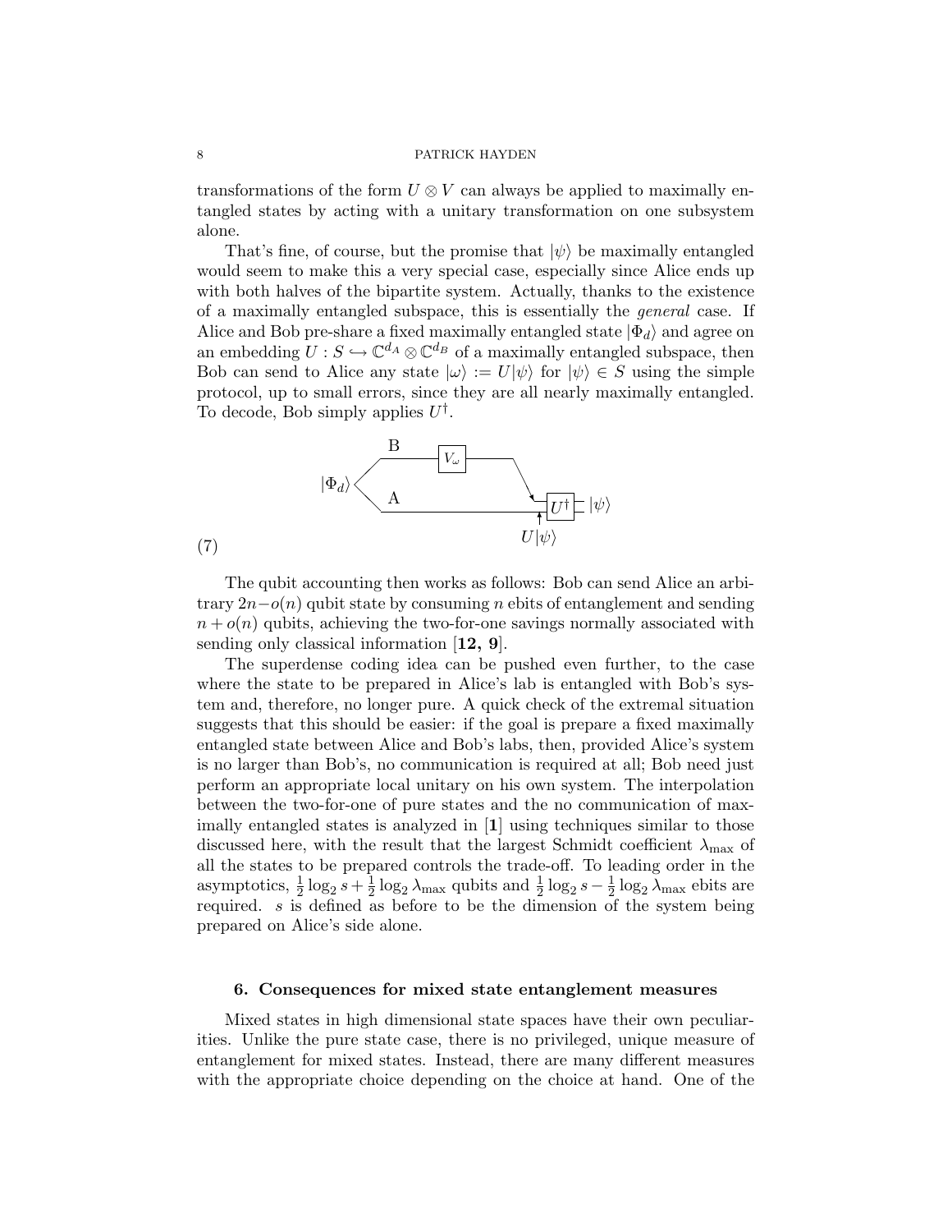transformations of the form $U \otimes V$ can always be applied to maximally entangled states by acting with a unitary transformation on one subsystem alone.

That's fine, of course, but the promise that $|\psi\rangle$ be maximally entangled would seem to make this a very special case, especially since Alice ends up with both halves of the bipartite system. Actually, thanks to the existence of a maximally entangled subspace, this is essentially the *general* case. If Alice and Bob pre-share a fixed maximally entangled state $|\Phi_d\rangle$ and agree on an embedding $U : S \hookrightarrow \mathbb{C}^{d_A} \otimes \mathbb{C}^{d_B}$ of a maximally entangled subspace, then Bob can send to Alice any state $|\omega\rangle := U|\psi\rangle$ for $|\psi\rangle \in S$ using the simple protocol, up to small errors, since they are all nearly maximally entangled. To decode, Bob simply applies $U^\dagger$.

(7)

The qubit accounting then works as follows: Bob can send Alice an arbitrary $2n - o(n)$ qubit state by consuming $n$ ebits of entanglement and sending $n + o(n)$ qubits, achieving the two-for-one savings normally associated with sending only classical information [**12, 9**].

The superdense coding idea can be pushed even further, to the case where the state to be prepared in Alice's lab is entangled with Bob's system and, therefore, no longer pure. A quick check of the extremal situation suggests that this should be easier: if the goal is prepare a fixed maximally entangled state between Alice and Bob's labs, then, provided Alice's system is no larger than Bob's, no communication is required at all; Bob need just perform an appropriate local unitary on his own system. The interpolation between the two-for-one of pure states and the no communication of maximally entangled states is analyzed in [**1**] using techniques similar to those discussed here, with the result that the largest Schmidt coefficient $\lambda_{\max}$ of all the states to be prepared controls the trade-off. To leading order in the asymptotics, $\frac{1}{2}\log_2 s + \frac{1}{2}\log_2 \lambda_{\max}$ qubits and $\frac{1}{2}\log_2 s - \frac{1}{2}\log_2 \lambda_{\max}$ ebits are required. $s$ is defined as before to be the dimension of the system being prepared on Alice's side alone.

### 6. Consequences for mixed state entanglement measures

Mixed states in high dimensional state spaces have their own peculiarities. Unlike the pure state case, there is no privileged, unique measure of entanglement for mixed states. Instead, there are many different measures with the appropriate choice depending on the choice at hand. One of the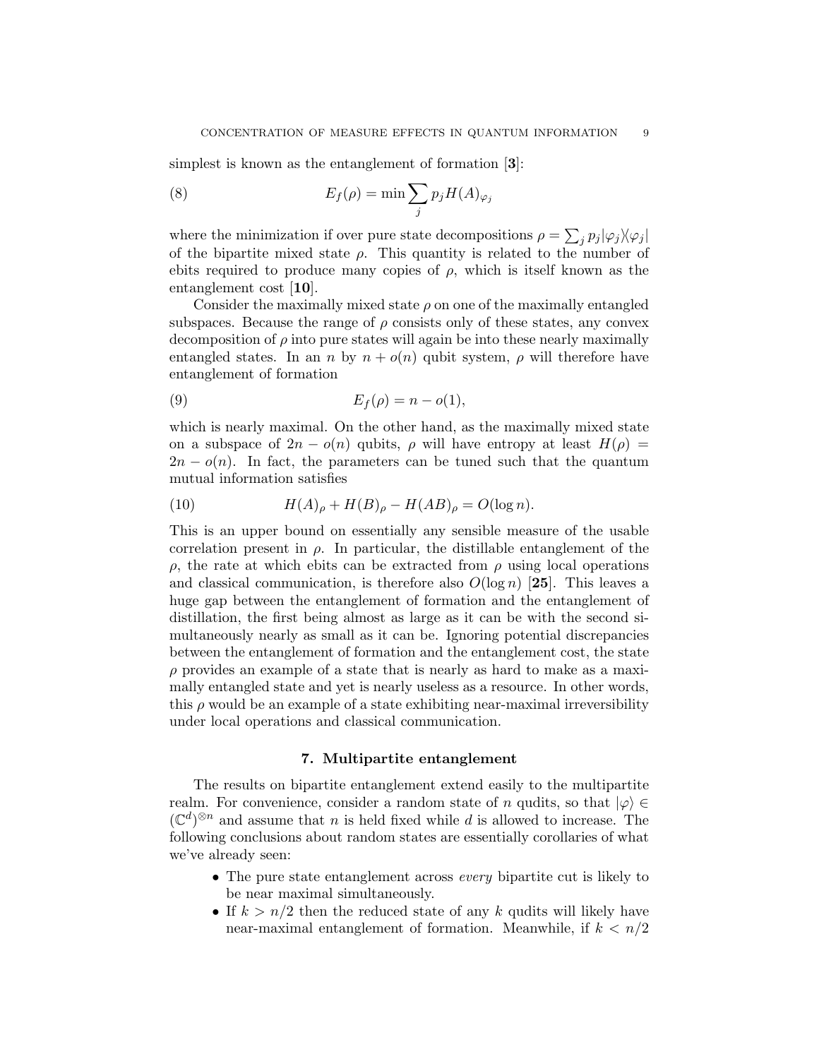simplest is known as the entanglement of formation [**3**]:

$$E_f(\rho) = \min \sum_j p_j H(A)_{\varphi_j} \tag{8}$$

where the minimization if over pure state decompositions $\rho = \sum_j p_j |\varphi_j\rangle\langle\varphi_j|$ of the bipartite mixed state $\rho$. This quantity is related to the number of ebits required to produce many copies of $\rho$, which is itself known as the entanglement cost [**10**].

Consider the maximally mixed state $\rho$ on one of the maximally entangled subspaces. Because the range of $\rho$ consists only of these states, any convex decomposition of $\rho$ into pure states will again be into these nearly maximally entangled states. In an $n$ by $n + o(n)$ qubit system, $\rho$ will therefore have entanglement of formation

$$E_f(\rho) = n - o(1), \tag{9}$$

which is nearly maximal. On the other hand, as the maximally mixed state on a subspace of $2n - o(n)$ qubits, $\rho$ will have entropy at least $H(\rho) = 2n - o(n)$. In fact, the parameters can be tuned such that the quantum mutual information satisfies

$$H(A)_\rho + H(B)_\rho - H(AB)_\rho = O(\log n). \tag{10}$$

This is an upper bound on essentially any sensible measure of the usable correlation present in $\rho$. In particular, the distillable entanglement of the $\rho$, the rate at which ebits can be extracted from $\rho$ using local operations and classical communication, is therefore also $O(\log n)$ [**25**]. This leaves a huge gap between the entanglement of formation and the entanglement of distillation, the first being almost as large as it can be with the second simultaneously nearly as small as it can be. Ignoring potential discrepancies between the entanglement of formation and the entanglement cost, the state $\rho$ provides an example of a state that is nearly as hard to make as a maximally entangled state and yet is nearly useless as a resource. In other words, this $\rho$ would be an example of a state exhibiting near-maximal irreversibility under local operations and classical communication.

## 7. Multipartite entanglement

The results on bipartite entanglement extend easily to the multipartite realm. For convenience, consider a random state of $n$ qudits, so that $|\varphi\rangle \in (\mathbb{C}^d)^{\otimes n}$ and assume that $n$ is held fixed while $d$ is allowed to increase. The following conclusions about random states are essentially corollaries of what we've already seen:

- The pure state entanglement across *every* bipartite cut is likely to be near maximal simultaneously.
- If $k > n/2$ then the reduced state of any $k$ qudits will likely have near-maximal entanglement of formation. Meanwhile, if $k < n/2$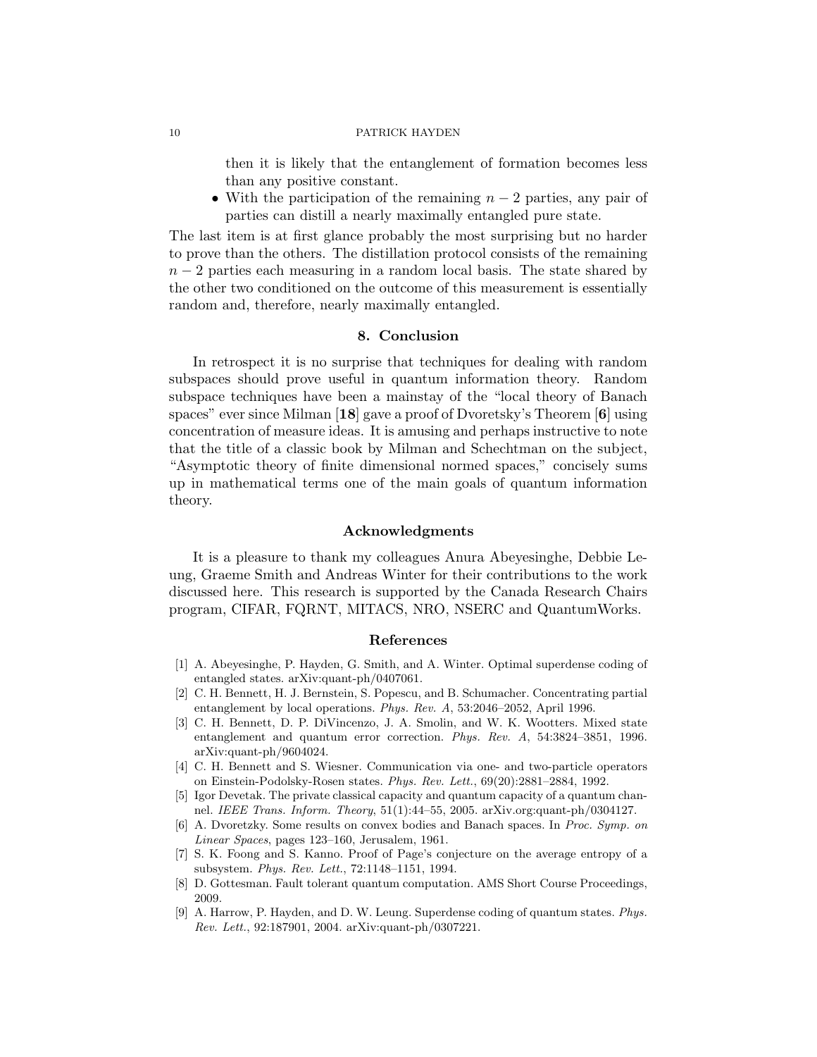then it is likely that the entanglement of formation becomes less than any positive constant.

- With the participation of the remaining $n-2$ parties, any pair of parties can distill a nearly maximally entangled pure state.

The last item is at first glance probably the most surprising but no harder to prove than the others. The distillation protocol consists of the remaining $n-2$ parties each measuring in a random local basis. The state shared by the other two conditioned on the outcome of this measurement is essentially random and, therefore, nearly maximally entangled.

## 8. Conclusion

In retrospect it is no surprise that techniques for dealing with random subspaces should prove useful in quantum information theory. Random subspace techniques have been a mainstay of the "local theory of Banach spaces" ever since Milman [**18**] gave a proof of Dvoretsky's Theorem [**6**] using concentration of measure ideas. It is amusing and perhaps instructive to note that the title of a classic book by Milman and Schechtman on the subject, "Asymptotic theory of finite dimensional normed spaces," concisely sums up in mathematical terms one of the main goals of quantum information theory.

## Acknowledgments

It is a pleasure to thank my colleagues Anura Abeyesinghe, Debbie Leung, Graeme Smith and Andreas Winter for their contributions to the work discussed here. This research is supported by the Canada Research Chairs program, CIFAR, FQRNT, MITACS, NRO, NSERC and QuantumWorks.

## References

[1] A. Abeyesinghe, P. Hayden, G. Smith, and A. Winter. Optimal superdense coding of entangled states. arXiv:quant-ph/0407061.

[2] C. H. Bennett, H. J. Bernstein, S. Popescu, and B. Schumacher. Concentrating partial entanglement by local operations. *Phys. Rev. A*, 53:2046–2052, April 1996.

[3] C. H. Bennett, D. P. DiVincenzo, J. A. Smolin, and W. K. Wootters. Mixed state entanglement and quantum error correction. *Phys. Rev. A*, 54:3824–3851, 1996. arXiv:quant-ph/9604024.

[4] C. H. Bennett and S. Wiesner. Communication via one- and two-particle operators on Einstein-Podolsky-Rosen states. *Phys. Rev. Lett.*, 69(20):2881–2884, 1992.

[5] Igor Devetak. The private classical capacity and quantum capacity of a quantum channel. *IEEE Trans. Inform. Theory*, 51(1):44–55, 2005. arXiv.org:quant-ph/0304127.

[6] A. Dvoretzky. Some results on convex bodies and Banach spaces. In *Proc. Symp. on Linear Spaces*, pages 123–160, Jerusalem, 1961.

[7] S. K. Foong and S. Kanno. Proof of Page's conjecture on the average entropy of a subsystem. *Phys. Rev. Lett.*, 72:1148–1151, 1994.

[8] D. Gottesman. Fault tolerant quantum computation. AMS Short Course Proceedings, 2009.

[9] A. Harrow, P. Hayden, and D. W. Leung. Superdense coding of quantum states. *Phys. Rev. Lett.*, 92:187901, 2004. arXiv:quant-ph/0307221.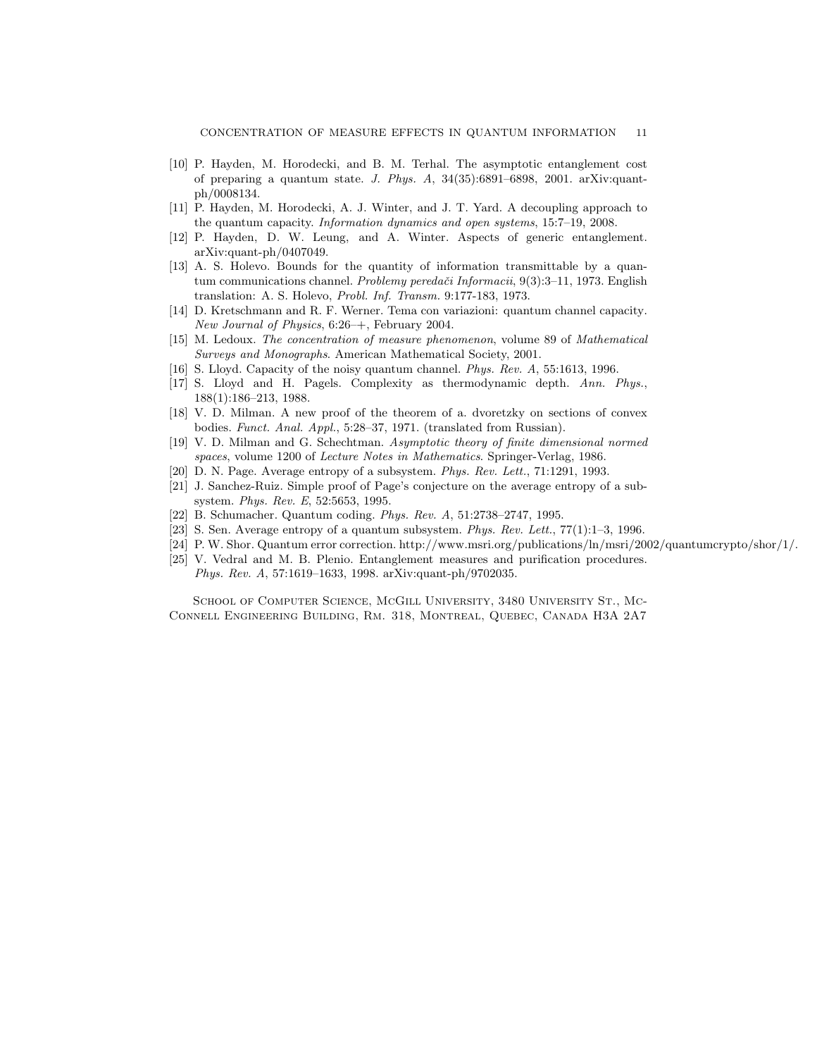[10] P. Hayden, M. Horodecki, and B. M. Terhal. The asymptotic entanglement cost of preparing a quantum state. *J. Phys. A*, 34(35):6891–6898, 2001. arXiv:quant-ph/0008134.

[11] P. Hayden, M. Horodecki, A. J. Winter, and J. T. Yard. A decoupling approach to the quantum capacity. *Information dynamics and open systems*, 15:7–19, 2008.

[12] P. Hayden, D. W. Leung, and A. Winter. Aspects of generic entanglement. arXiv:quant-ph/0407049.

[13] A. S. Holevo. Bounds for the quantity of information transmittable by a quantum communications channel. *Problemy peredači Informacii*, 9(3):3–11, 1973. English translation: A. S. Holevo, *Probl. Inf. Transm.* 9:177-183, 1973.

[14] D. Kretschmann and R. F. Werner. Tema con variazioni: quantum channel capacity. *New Journal of Physics*, 6:26–+, February 2004.

[15] M. Ledoux. *The concentration of measure phenomenon*, volume 89 of *Mathematical Surveys and Monographs*. American Mathematical Society, 2001.

[16] S. Lloyd. Capacity of the noisy quantum channel. *Phys. Rev. A*, 55:1613, 1996.

[17] S. Lloyd and H. Pagels. Complexity as thermodynamic depth. *Ann. Phys.*, 188(1):186–213, 1988.

[18] V. D. Milman. A new proof of the theorem of a. dvoretzky on sections of convex bodies. *Funct. Anal. Appl.*, 5:28–37, 1971. (translated from Russian).

[19] V. D. Milman and G. Schechtman. *Asymptotic theory of finite dimensional normed spaces*, volume 1200 of *Lecture Notes in Mathematics*. Springer-Verlag, 1986.

[20] D. N. Page. Average entropy of a subsystem. *Phys. Rev. Lett.*, 71:1291, 1993.

[21] J. Sanchez-Ruiz. Simple proof of Page's conjecture on the average entropy of a subsystem. *Phys. Rev. E*, 52:5653, 1995.

[22] B. Schumacher. Quantum coding. *Phys. Rev. A*, 51:2738–2747, 1995.

[23] S. Sen. Average entropy of a quantum subsystem. *Phys. Rev. Lett.*, 77(1):1–3, 1996.

[24] P. W. Shor. Quantum error correction. http://www.msri.org/publications/ln/msri/2002/quantumcrypto/shor/1/.

[25] V. Vedral and M. B. Plenio. Entanglement measures and purification procedures. *Phys. Rev. A*, 57:1619–1633, 1998. arXiv:quant-ph/9702035.

School of Computer Science, McGill University, 3480 University St., McConnell Engineering Building, Rm. 318, Montreal, Quebec, Canada H3A 2A7